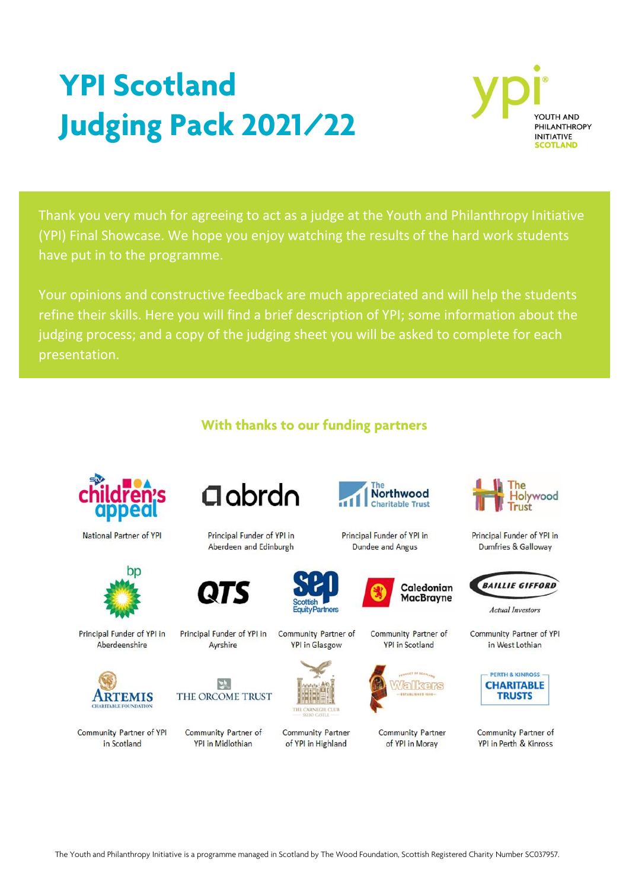# YPI Scotland Judging Pack 2021/22

YOUTH AND PHILANTHROPY INITIATIVE SCOTLAND

Thank you very much for agreeing to act as a judge at the Youth and Philanthropy Initiative (YPI) Final Showcase. We hope you enjoy watching the results of the hard work students have put in to the programme.

Your opinions and constructive feedback are much appreciated and will help the students refine their skills. Here you will find a brief description of YPI; some information about the judging process; and a copy of the judging sheet you will be asked to complete for each presentation.

## With thanks to our funding partners

STV Children's Appeal – National Partner of YPI

abrdn – Principal Funder of YPI in Aberdeen and Edinburgh

The Northwood Charitable Trust – Principal Funder of YPI in Dundee and Angus

The Holywood Trust – Principal Funder of YPI in Dumfries & Galloway

bp – Principal Funder of YPI in Aberdeenshire

QTS – Principal Funder of YPI in Ayrshire

Scottish Equity Partners – Community Partner of YPI in Glasgow

Caledonian MacBrayne – Community Partner of YPI in Scotland

Baillie Gifford, Actual Investors – Community Partner of YPI in West Lothian

Artemis Charitable Foundation – Community Partner of YPI in Scotland

The Orcome Trust – Community Partner of YPI in Midlothian

The Carnegie Club, Skibo Castle – Community Partner of YPI in Highland

Walkers – Community Partner of YPI in Moray

Perth & Kinross Charitable Trusts – Community Partner of YPI in Perth & Kinross

The Youth and Philanthropy Initiative is a programme managed in Scotland by The Wood Foundation, Scottish Registered Charity Number SC037957.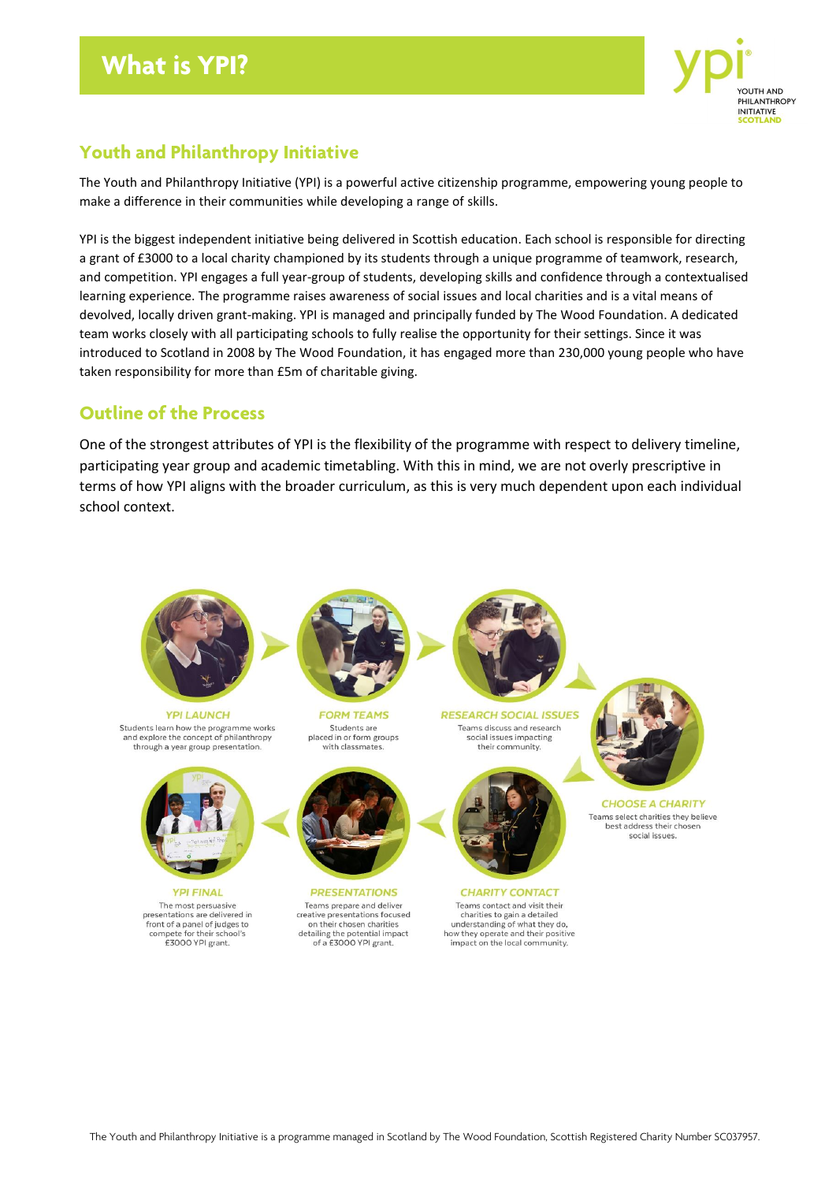# What is YPI?

YOUTH AND PHILANTHROPY INITIATIVE SCOTLAND

## Youth and Philanthropy Initiative

The Youth and Philanthropy Initiative (YPI) is a powerful active citizenship programme, empowering young people to make a difference in their communities while developing a range of skills.

YPI is the biggest independent initiative being delivered in Scottish education. Each school is responsible for directing a grant of £3000 to a local charity championed by its students through a unique programme of teamwork, research, and competition. YPI engages a full year-group of students, developing skills and confidence through a contextualised learning experience. The programme raises awareness of social issues and local charities and is a vital means of devolved, locally driven grant-making. YPI is managed and principally funded by The Wood Foundation. A dedicated team works closely with all participating schools to fully realise the opportunity for their settings. Since it was introduced to Scotland in 2008 by The Wood Foundation, it has engaged more than 230,000 young people who have taken responsibility for more than £5m of charitable giving.

## Outline of the Process

One of the strongest attributes of YPI is the flexibility of the programme with respect to delivery timeline, participating year group and academic timetabling. With this in mind, we are not overly prescriptive in terms of how YPI aligns with the broader curriculum, as this is very much dependent upon each individual school context.

**YPI LAUNCH**
Students learn how the programme works and explore the concept of philanthropy through a year group presentation.

**FORM TEAMS**
Students are placed in or form groups with classmates.

**RESEARCH SOCIAL ISSUES**
Teams discuss and research social issues impacting their community.

**CHOOSE A CHARITY**
Teams select charities they believe best address their chosen social issues.

**CHARITY CONTACT**
Teams contact and visit their charities to gain a detailed understanding of what they do, how they operate and their positive impact on the local community.

**PRESENTATIONS**
Teams prepare and deliver creative presentations focused on their chosen charities detailing the potential impact of a £3000 YPI grant.

**YPI FINAL**
The most persuasive presentations are delivered in front of a panel of judges to compete for their school's £3000 YPI grant.

The Youth and Philanthropy Initiative is a programme managed in Scotland by The Wood Foundation, Scottish Registered Charity Number SC037957.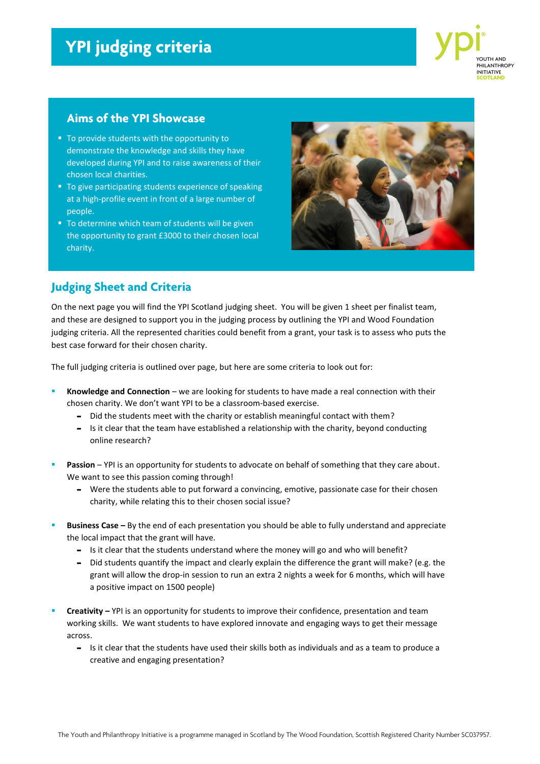# YPI judging criteria

## Aims of the YPI Showcase

- To provide students with the opportunity to demonstrate the knowledge and skills they have developed during YPI and to raise awareness of their chosen local charities.
- To give participating students experience of speaking at a high-profile event in front of a large number of people.
- To determine which team of students will be given the opportunity to grant £3000 to their chosen local charity.

## Judging Sheet and Criteria

On the next page you will find the YPI Scotland judging sheet. You will be given 1 sheet per finalist team, and these are designed to support you in the judging process by outlining the YPI and Wood Foundation judging criteria. All the represented charities could benefit from a grant, your task is to assess who puts the best case forward for their chosen charity.

The full judging criteria is outlined over page, but here are some criteria to look out for:

- **Knowledge and Connection** – we are looking for students to have made a real connection with their chosen charity. We don't want YPI to be a classroom-based exercise.
  - Did the students meet with the charity or establish meaningful contact with them?
  - Is it clear that the team have established a relationship with the charity, beyond conducting online research?

- **Passion** – YPI is an opportunity for students to advocate on behalf of something that they care about. We want to see this passion coming through!
  - Were the students able to put forward a convincing, emotive, passionate case for their chosen charity, while relating this to their chosen social issue?

- **Business Case –** By the end of each presentation you should be able to fully understand and appreciate the local impact that the grant will have.
  - Is it clear that the students understand where the money will go and who will benefit?
  - Did students quantify the impact and clearly explain the difference the grant will make? (e.g. the grant will allow the drop-in session to run an extra 2 nights a week for 6 months, which will have a positive impact on 1500 people)

- **Creativity –** YPI is an opportunity for students to improve their confidence, presentation and team working skills. We want students to have explored innovate and engaging ways to get their message across.
  - Is it clear that the students have used their skills both as individuals and as a team to produce a creative and engaging presentation?

The Youth and Philanthropy Initiative is a programme managed in Scotland by The Wood Foundation, Scottish Registered Charity Number SC037957.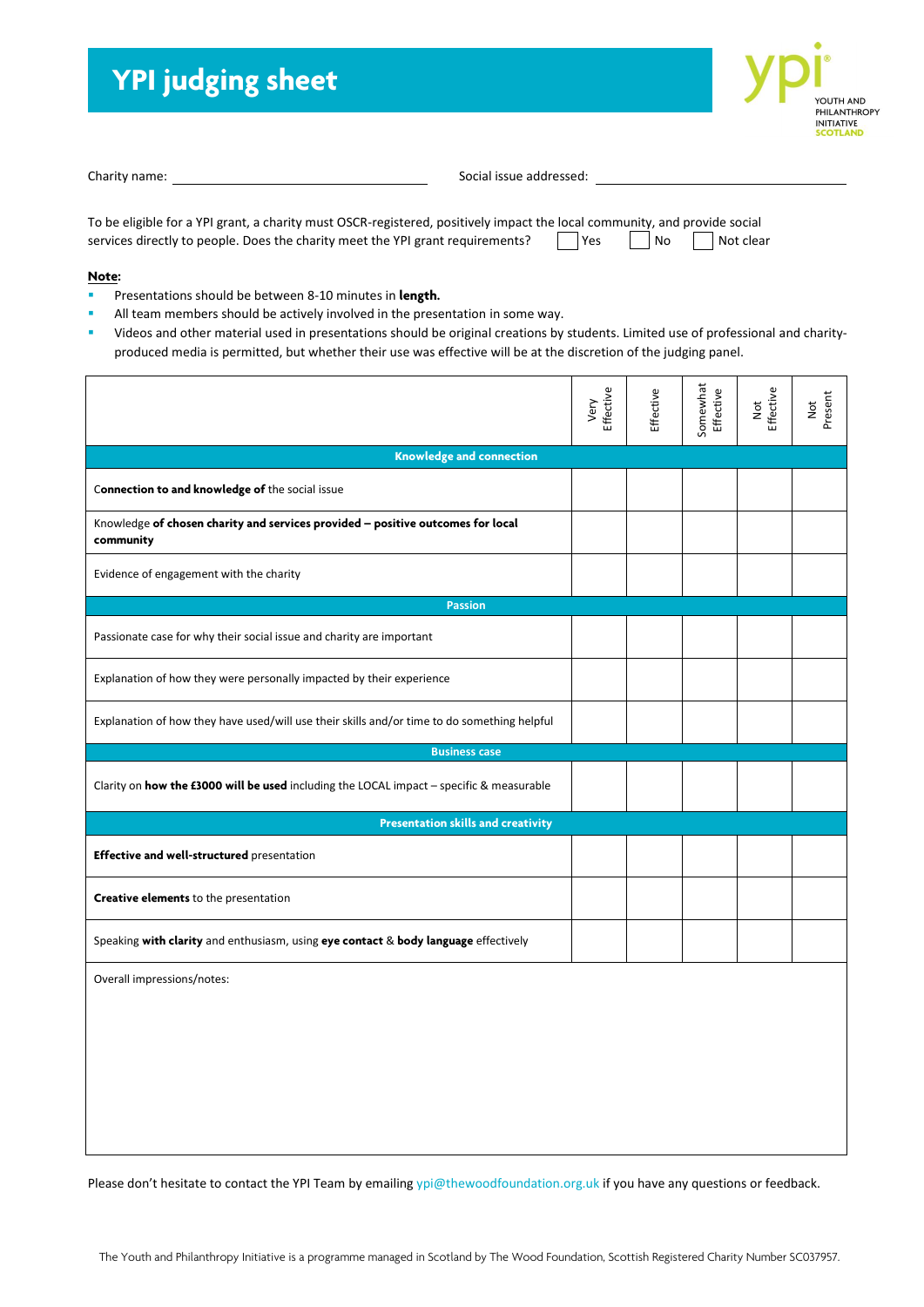# YPI judging sheet

YOUTH AND PHILANTHROPY INITIATIVE SCOTLAND

Charity name: ______________________ Social issue addressed: ______________________

To be eligible for a YPI grant, a charity must OSCR-registered, positively impact the local community, and provide social services directly to people. Does the charity meet the YPI grant requirements? ☐ Yes ☐ No ☐ Not clear

**Note:**

- Presentations should be between 8-10 minutes in **length.**
- All team members should be actively involved in the presentation in some way.
- Videos and other material used in presentations should be original creations by students. Limited use of professional and charity-produced media is permitted, but whether their use was effective will be at the discretion of the judging panel.

| | Very Effective | Effective | Somewhat Effective | Not Effective | Not Present |
|---|---|---|---|---|---|
| **Knowledge and connection** | | | | | |
| C**onnection to and knowledge of** the social issue | | | | | |
| Knowledge **of chosen charity and services provided – positive outcomes for local community** | | | | | |
| Evidence of engagement with the charity | | | | | |
| **Passion** | | | | | |
| Passionate case for why their social issue and charity are important | | | | | |
| Explanation of how they were personally impacted by their experience | | | | | |
| Explanation of how they have used/will use their skills and/or time to do something helpful | | | | | |
| **Business case** | | | | | |
| Clarity on **how the £3000 will be used** including the LOCAL impact – specific & measurable | | | | | |
| **Presentation skills and creativity** | | | | | |
| **Effective and well-structured** presentation | | | | | |
| **Creative elements** to the presentation | | | | | |
| Speaking **with clarity** and enthusiasm, using **eye contact** & **body language** effectively | | | | | |

Overall impressions/notes:

Please don't hesitate to contact the YPI Team by emailing ypi@thewoodfoundation.org.uk if you have any questions or feedback.

The Youth and Philanthropy Initiative is a programme managed in Scotland by The Wood Foundation, Scottish Registered Charity Number SC037957.